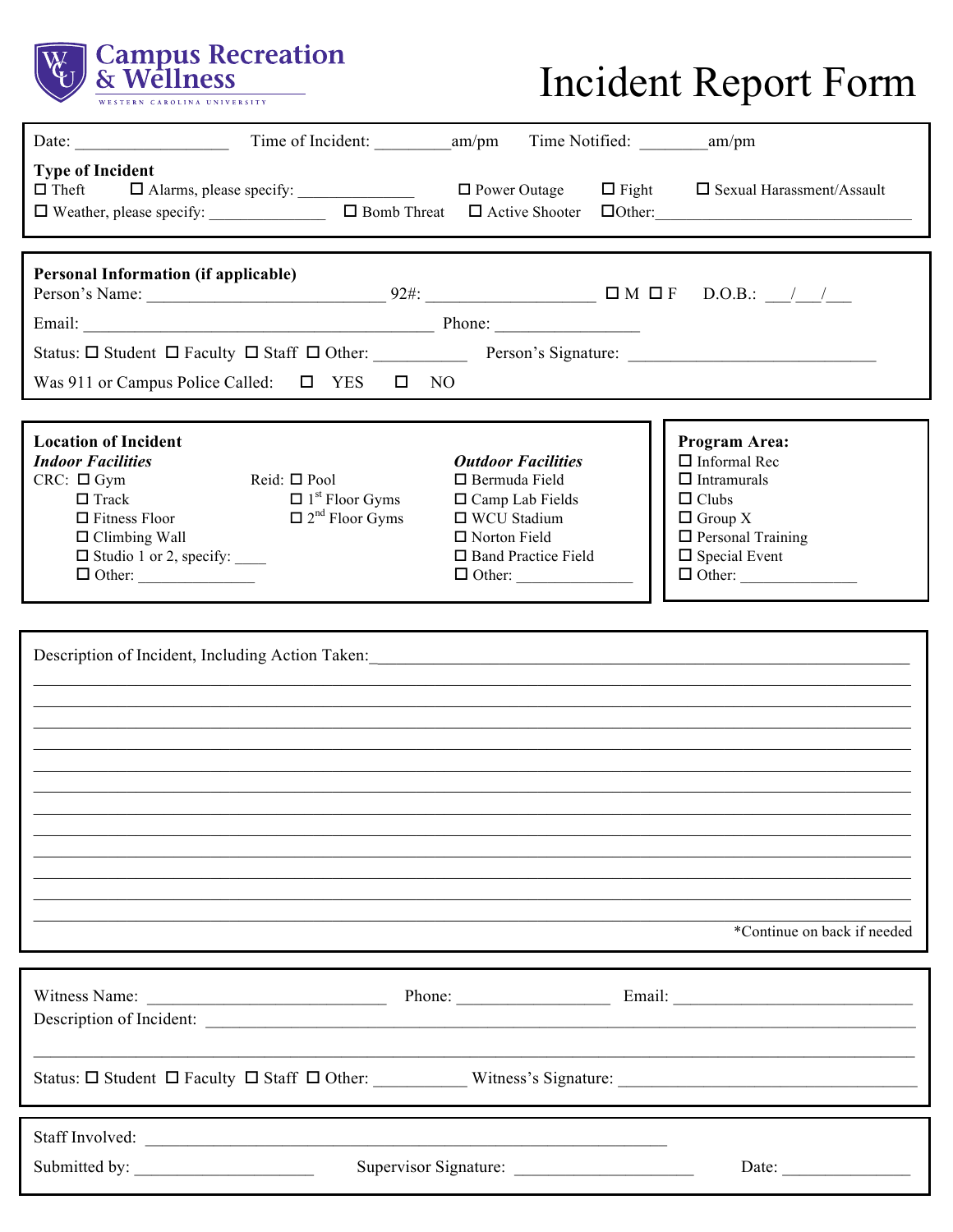**Campus Recreation & Wellness**
WESTERN CAROLINA UNIVERSITY

# Incident Report Form

Date: __________________ Time of Incident: _________am/pm Time Notified: ________am/pm

**Type of Incident**

☐ Theft ☐ Alarms, please specify: ______________ ☐ Power Outage ☐ Fight ☐ Sexual Harassment/Assault

☐ Weather, please specify: ______________ ☐ Bomb Threat ☐ Active Shooter ☐Other: ________________________________

---

**Personal Information (if applicable)**

Person's Name: ______________________________ 92#: ____________________ ☐ M ☐ F D.O.B.: ___/___/___

Email: ____________________________________________ Phone: ________________

Status: ☐ Student ☐ Faculty ☐ Staff ☐ Other: __________ Person's Signature: _____________________________

Was 911 or Campus Police Called: ☐ YES ☐ NO

---

**Location of Incident**

***Indoor Facilities***

CRC: ☐ Gym
☐ Track
☐ Fitness Floor
☐ Climbing Wall
☐ Studio 1 or 2, specify: ____
☐ Other: ______________

Reid: ☐ Pool
☐ 1st Floor Gyms
☐ 2nd Floor Gyms

***Outdoor Facilities***

☐ Bermuda Field
☐ Camp Lab Fields
☐ WCU Stadium
☐ Norton Field
☐ Band Practice Field
☐ Other: ______________

**Program Area:**

☐ Informal Rec
☐ Intramurals
☐ Clubs
☐ Group X
☐ Personal Training
☐ Special Event
☐ Other: ______________

---

Description of Incident, Including Action Taken:_______________________________________________________________

_________________________________________________________________________________________

_________________________________________________________________________________________

_________________________________________________________________________________________

_________________________________________________________________________________________

_________________________________________________________________________________________

_________________________________________________________________________________________

_________________________________________________________________________________________

_________________________________________________________________________________________

_________________________________________________________________________________________

_________________________________________________________________________________________

_________________________________________________________________________________________

*Continue on back if needed

---

Witness Name: ____________________________ Phone: _________________ Email: ____________________________

Description of Incident: ______________________________________________________________________________

_________________________________________________________________________________________

Status: ☐ Student ☐ Faculty ☐ Staff ☐ Other: __________ Witness's Signature: ___________________________________

---

Staff Involved: _______________________________________________________________

Submitted by: ____________________ Supervisor Signature: ____________________ Date: ______________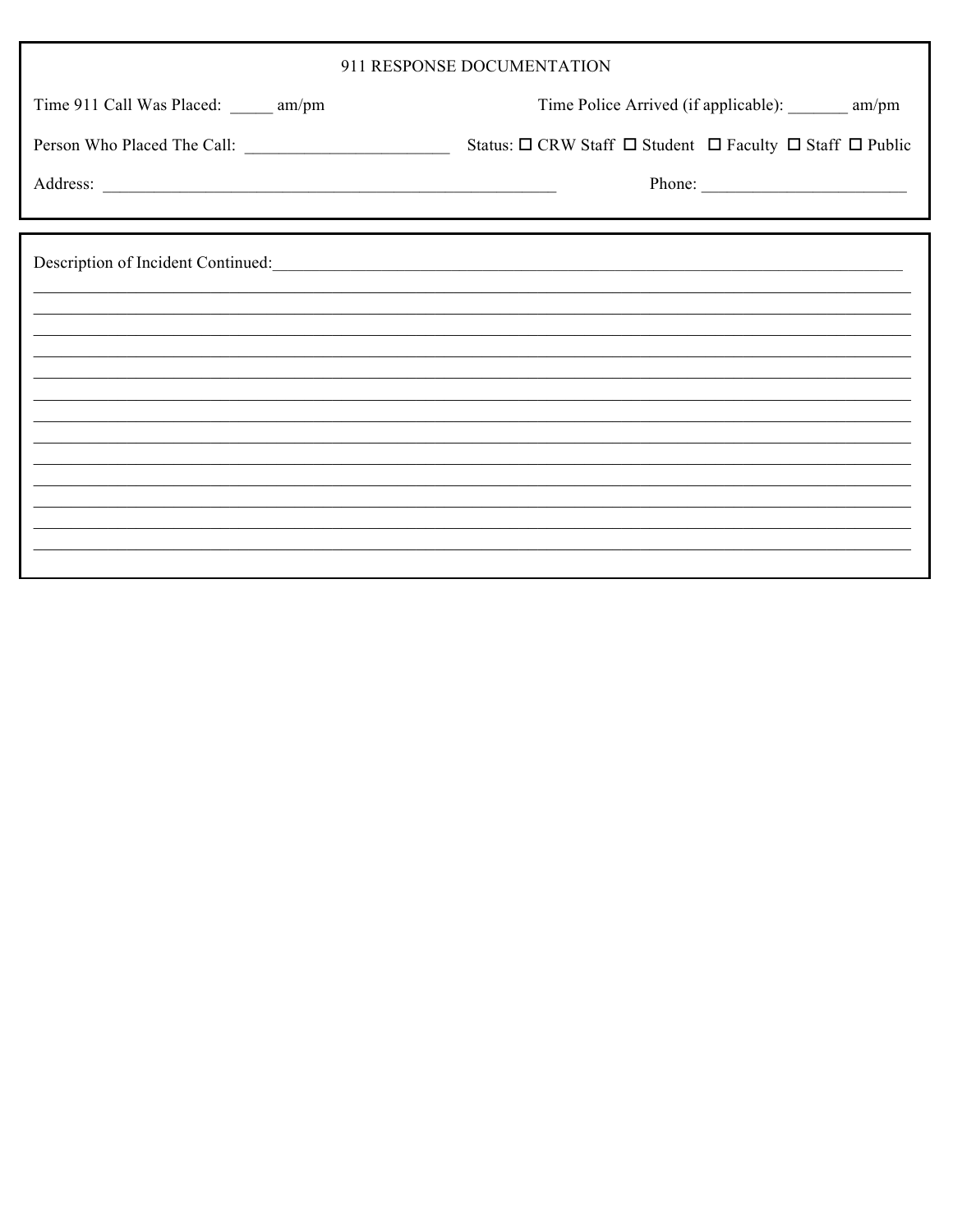911 RESPONSE DOCUMENTATION

Time 911 Call Was Placed: _____ am/pm

Time Police Arrived (if applicable): _______ am/pm

Person Who Placed The Call: ________________________

Status: ☐ CRW Staff ☐ Student ☐ Faculty ☐ Staff ☐ Public

Address: ____________________________________________________

Phone: ________________________

Description of Incident Continued:_______________________________________________________________________________

_____________________________________________________________________________________________________

_____________________________________________________________________________________________________

_____________________________________________________________________________________________________

_____________________________________________________________________________________________________

_____________________________________________________________________________________________________

_____________________________________________________________________________________________________

_____________________________________________________________________________________________________

_____________________________________________________________________________________________________

_____________________________________________________________________________________________________

_____________________________________________________________________________________________________

_____________________________________________________________________________________________________

_____________________________________________________________________________________________________